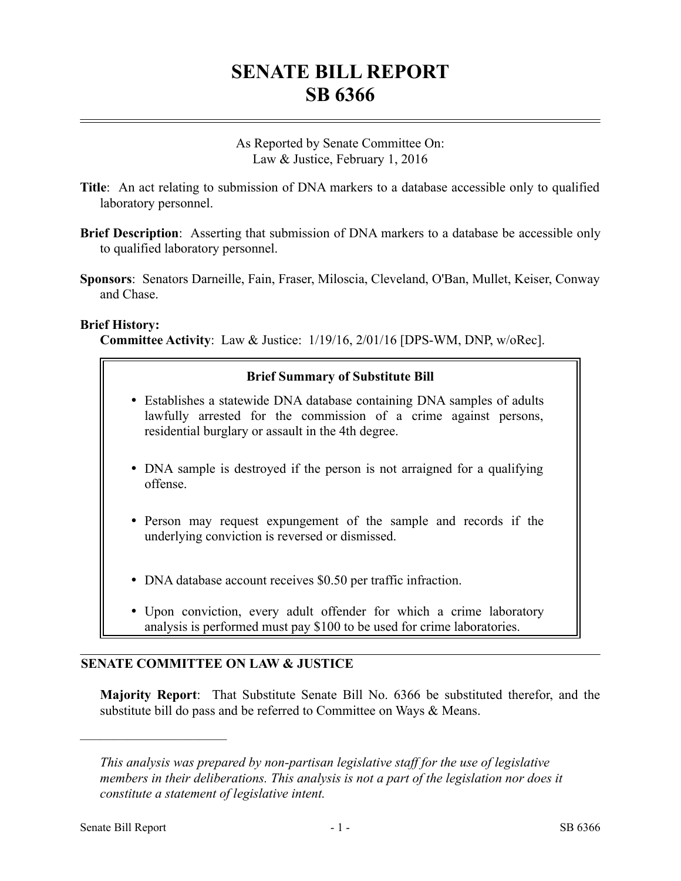# SENATE BILL REPORT
# SB 6366

As Reported by Senate Committee On:
Law & Justice, February 1, 2016

**Title**: An act relating to submission of DNA markers to a database accessible only to qualified laboratory personnel.

**Brief Description**: Asserting that submission of DNA markers to a database be accessible only to qualified laboratory personnel.

**Sponsors**: Senators Darneille, Fain, Fraser, Miloscia, Cleveland, O'Ban, Mullet, Keiser, Conway and Chase.

**Brief History:**
**Committee Activity**: Law & Justice: 1/19/16, 2/01/16 [DPS-WM, DNP, w/oRec].

**Brief Summary of Substitute Bill**

- Establishes a statewide DNA database containing DNA samples of adults lawfully arrested for the commission of a crime against persons, residential burglary or assault in the 4th degree.
- DNA sample is destroyed if the person is not arraigned for a qualifying offense.
- Person may request expungement of the sample and records if the underlying conviction is reversed or dismissed.
- DNA database account receives $0.50 per traffic infraction.
- Upon conviction, every adult offender for which a crime laboratory analysis is performed must pay $100 to be used for crime laboratories.

## SENATE COMMITTEE ON LAW & JUSTICE

**Majority Report**: That Substitute Senate Bill No. 6366 be substituted therefor, and the substitute bill do pass and be referred to Committee on Ways & Means.

---

*This analysis was prepared by non-partisan legislative staff for the use of legislative members in their deliberations. This analysis is not a part of the legislation nor does it constitute a statement of legislative intent.*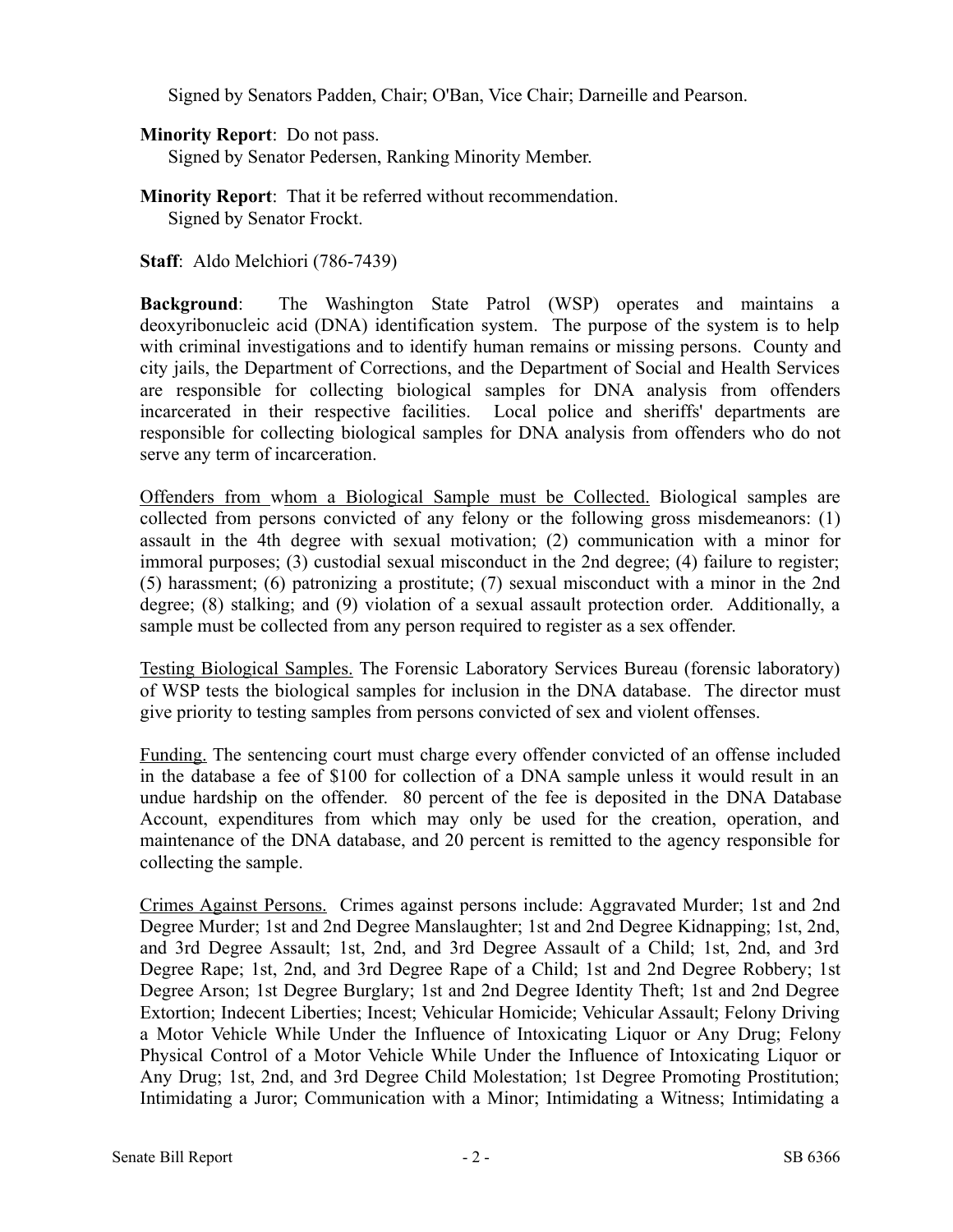Signed by Senators Padden, Chair; O'Ban, Vice Chair; Darneille and Pearson.

**Minority Report**: Do not pass.
Signed by Senator Pedersen, Ranking Minority Member.

**Minority Report**: That it be referred without recommendation.
Signed by Senator Frockt.

**Staff**: Aldo Melchiori (786-7439)

**Background**: The Washington State Patrol (WSP) operates and maintains a deoxyribonucleic acid (DNA) identification system. The purpose of the system is to help with criminal investigations and to identify human remains or missing persons. County and city jails, the Department of Corrections, and the Department of Social and Health Services are responsible for collecting biological samples for DNA analysis from offenders incarcerated in their respective facilities. Local police and sheriffs' departments are responsible for collecting biological samples for DNA analysis from offenders who do not serve any term of incarceration.

Offenders from whom a Biological Sample must be Collected. Biological samples are collected from persons convicted of any felony or the following gross misdemeanors: (1) assault in the 4th degree with sexual motivation; (2) communication with a minor for immoral purposes; (3) custodial sexual misconduct in the 2nd degree; (4) failure to register; (5) harassment; (6) patronizing a prostitute; (7) sexual misconduct with a minor in the 2nd degree; (8) stalking; and (9) violation of a sexual assault protection order. Additionally, a sample must be collected from any person required to register as a sex offender.

Testing Biological Samples. The Forensic Laboratory Services Bureau (forensic laboratory) of WSP tests the biological samples for inclusion in the DNA database. The director must give priority to testing samples from persons convicted of sex and violent offenses.

Funding. The sentencing court must charge every offender convicted of an offense included in the database a fee of $100 for collection of a DNA sample unless it would result in an undue hardship on the offender. 80 percent of the fee is deposited in the DNA Database Account, expenditures from which may only be used for the creation, operation, and maintenance of the DNA database, and 20 percent is remitted to the agency responsible for collecting the sample.

Crimes Against Persons. Crimes against persons include: Aggravated Murder; 1st and 2nd Degree Murder; 1st and 2nd Degree Manslaughter; 1st and 2nd Degree Kidnapping; 1st, 2nd, and 3rd Degree Assault; 1st, 2nd, and 3rd Degree Assault of a Child; 1st, 2nd, and 3rd Degree Rape; 1st, 2nd, and 3rd Degree Rape of a Child; 1st and 2nd Degree Robbery; 1st Degree Arson; 1st Degree Burglary; 1st and 2nd Degree Identity Theft; 1st and 2nd Degree Extortion; Indecent Liberties; Incest; Vehicular Homicide; Vehicular Assault; Felony Driving a Motor Vehicle While Under the Influence of Intoxicating Liquor or Any Drug; Felony Physical Control of a Motor Vehicle While Under the Influence of Intoxicating Liquor or Any Drug; 1st, 2nd, and 3rd Degree Child Molestation; 1st Degree Promoting Prostitution; Intimidating a Juror; Communication with a Minor; Intimidating a Witness; Intimidating a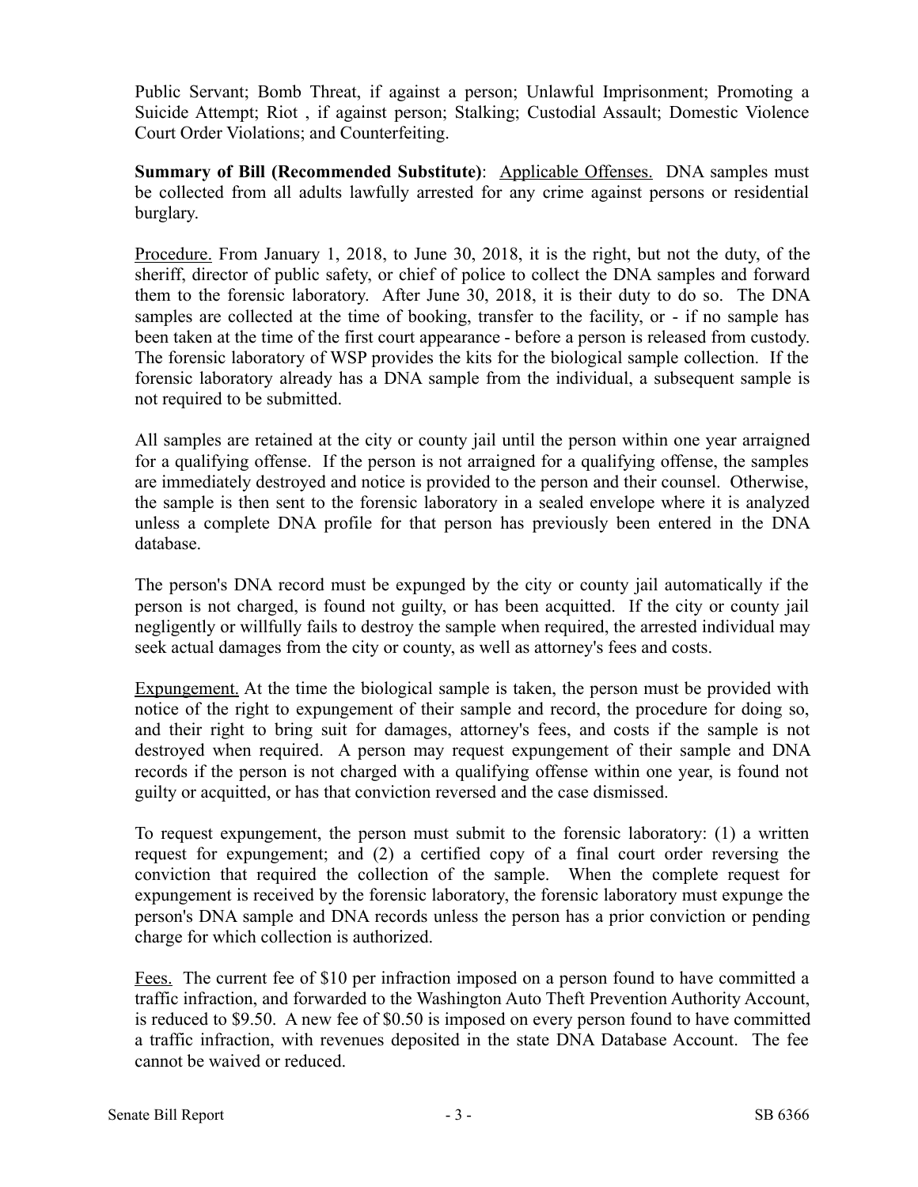Public Servant; Bomb Threat, if against a person; Unlawful Imprisonment; Promoting a Suicide Attempt; Riot , if against person; Stalking; Custodial Assault; Domestic Violence Court Order Violations; and Counterfeiting.

**Summary of Bill (Recommended Substitute)**: Applicable Offenses. DNA samples must be collected from all adults lawfully arrested for any crime against persons or residential burglary.

Procedure. From January 1, 2018, to June 30, 2018, it is the right, but not the duty, of the sheriff, director of public safety, or chief of police to collect the DNA samples and forward them to the forensic laboratory. After June 30, 2018, it is their duty to do so. The DNA samples are collected at the time of booking, transfer to the facility, or - if no sample has been taken at the time of the first court appearance - before a person is released from custody. The forensic laboratory of WSP provides the kits for the biological sample collection. If the forensic laboratory already has a DNA sample from the individual, a subsequent sample is not required to be submitted.

All samples are retained at the city or county jail until the person within one year arraigned for a qualifying offense. If the person is not arraigned for a qualifying offense, the samples are immediately destroyed and notice is provided to the person and their counsel. Otherwise, the sample is then sent to the forensic laboratory in a sealed envelope where it is analyzed unless a complete DNA profile for that person has previously been entered in the DNA database.

The person's DNA record must be expunged by the city or county jail automatically if the person is not charged, is found not guilty, or has been acquitted. If the city or county jail negligently or willfully fails to destroy the sample when required, the arrested individual may seek actual damages from the city or county, as well as attorney's fees and costs.

Expungement. At the time the biological sample is taken, the person must be provided with notice of the right to expungement of their sample and record, the procedure for doing so, and their right to bring suit for damages, attorney's fees, and costs if the sample is not destroyed when required. A person may request expungement of their sample and DNA records if the person is not charged with a qualifying offense within one year, is found not guilty or acquitted, or has that conviction reversed and the case dismissed.

To request expungement, the person must submit to the forensic laboratory: (1) a written request for expungement; and (2) a certified copy of a final court order reversing the conviction that required the collection of the sample. When the complete request for expungement is received by the forensic laboratory, the forensic laboratory must expunge the person's DNA sample and DNA records unless the person has a prior conviction or pending charge for which collection is authorized.

Fees. The current fee of $10 per infraction imposed on a person found to have committed a traffic infraction, and forwarded to the Washington Auto Theft Prevention Authority Account, is reduced to $9.50. A new fee of $0.50 is imposed on every person found to have committed a traffic infraction, with revenues deposited in the state DNA Database Account. The fee cannot be waived or reduced.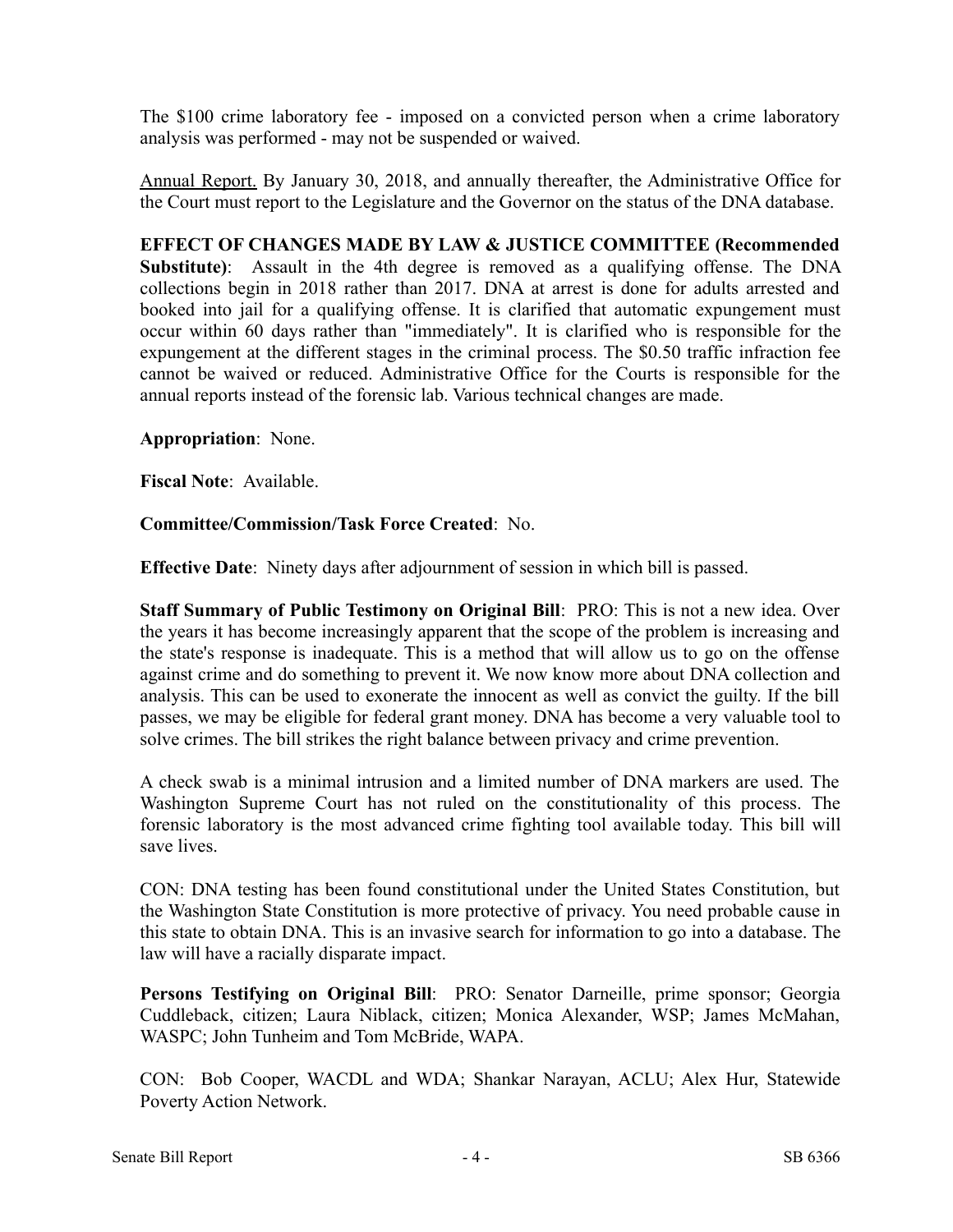The $100 crime laboratory fee - imposed on a convicted person when a crime laboratory analysis was performed - may not be suspended or waived.

Annual Report. By January 30, 2018, and annually thereafter, the Administrative Office for the Court must report to the Legislature and the Governor on the status of the DNA database.

**EFFECT OF CHANGES MADE BY LAW & JUSTICE COMMITTEE (Recommended Substitute)**: Assault in the 4th degree is removed as a qualifying offense. The DNA collections begin in 2018 rather than 2017. DNA at arrest is done for adults arrested and booked into jail for a qualifying offense. It is clarified that automatic expungement must occur within 60 days rather than "immediately". It is clarified who is responsible for the expungement at the different stages in the criminal process. The $0.50 traffic infraction fee cannot be waived or reduced. Administrative Office for the Courts is responsible for the annual reports instead of the forensic lab. Various technical changes are made.

**Appropriation**: None.

**Fiscal Note**: Available.

**Committee/Commission/Task Force Created**: No.

**Effective Date**: Ninety days after adjournment of session in which bill is passed.

**Staff Summary of Public Testimony on Original Bill**: PRO: This is not a new idea. Over the years it has become increasingly apparent that the scope of the problem is increasing and the state's response is inadequate. This is a method that will allow us to go on the offense against crime and do something to prevent it. We now know more about DNA collection and analysis. This can be used to exonerate the innocent as well as convict the guilty. If the bill passes, we may be eligible for federal grant money. DNA has become a very valuable tool to solve crimes. The bill strikes the right balance between privacy and crime prevention.

A check swab is a minimal intrusion and a limited number of DNA markers are used. The Washington Supreme Court has not ruled on the constitutionality of this process. The forensic laboratory is the most advanced crime fighting tool available today. This bill will save lives.

CON: DNA testing has been found constitutional under the United States Constitution, but the Washington State Constitution is more protective of privacy. You need probable cause in this state to obtain DNA. This is an invasive search for information to go into a database. The law will have a racially disparate impact.

**Persons Testifying on Original Bill**: PRO: Senator Darneille, prime sponsor; Georgia Cuddleback, citizen; Laura Niblack, citizen; Monica Alexander, WSP; James McMahan, WASPC; John Tunheim and Tom McBride, WAPA.

CON: Bob Cooper, WACDL and WDA; Shankar Narayan, ACLU; Alex Hur, Statewide Poverty Action Network.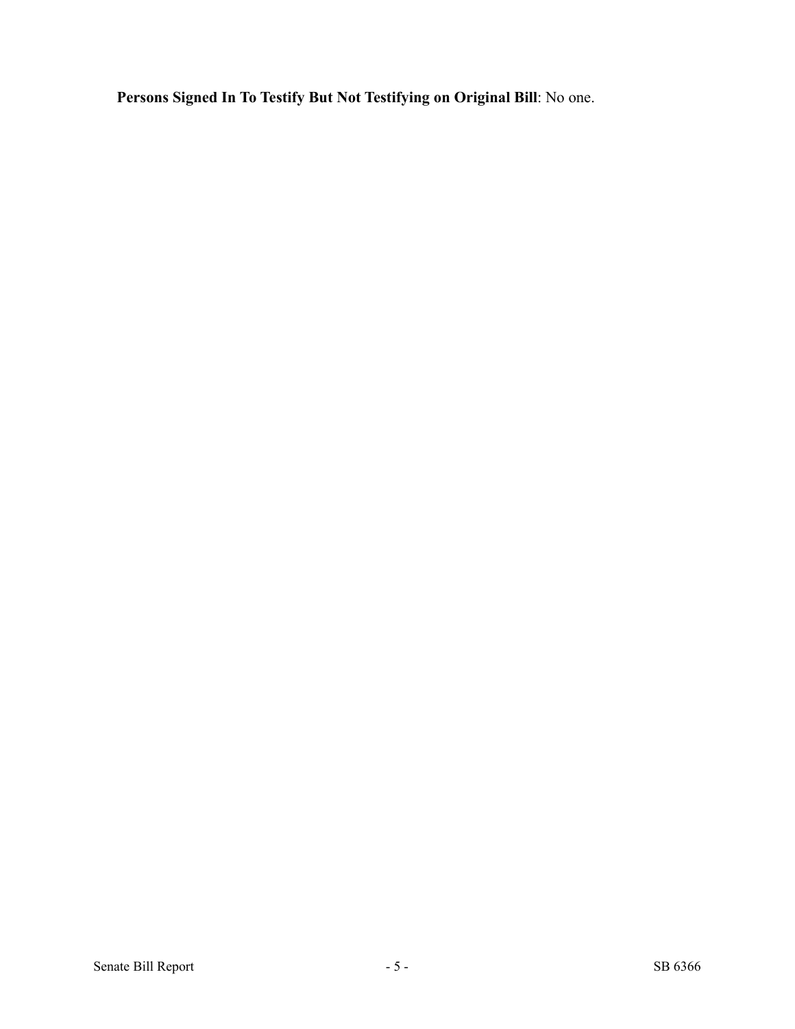**Persons Signed In To Testify But Not Testifying on Original Bill**: No one.